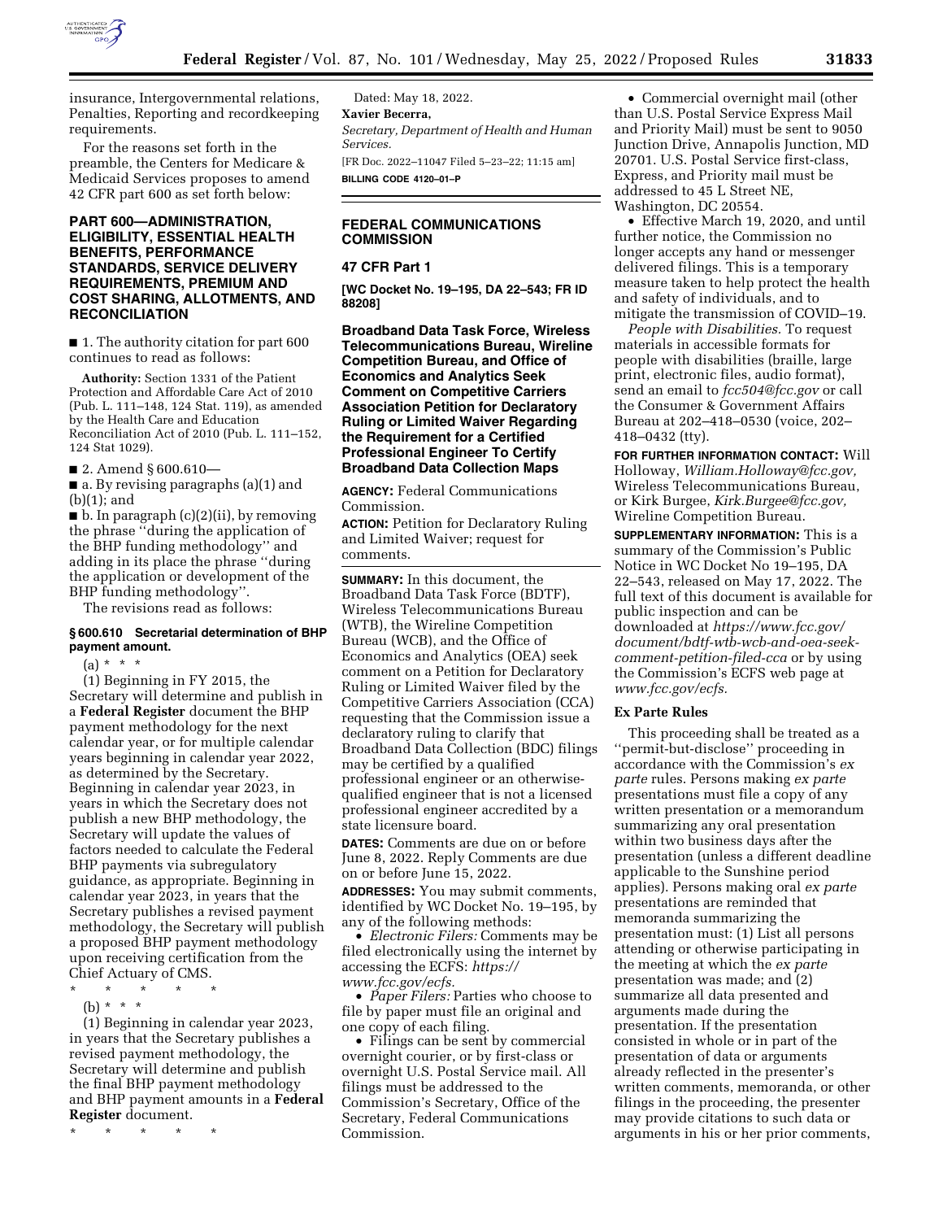insurance, Intergovernmental relations, Penalties, Reporting and recordkeeping requirements.

For the reasons set forth in the preamble, the Centers for Medicare & Medicaid Services proposes to amend 42 CFR part 600 as set forth below:

## PART 600—ADMINISTRATION, ELIGIBILITY, ESSENTIAL HEALTH BENEFITS, PERFORMANCE STANDARDS, SERVICE DELIVERY REQUIREMENTS, PREMIUM AND COST SHARING, ALLOTMENTS, AND RECONCILIATION

■ 1. The authority citation for part 600 continues to read as follows:

**Authority:** Section 1331 of the Patient Protection and Affordable Care Act of 2010 (Pub. L. 111–148, 124 Stat. 119), as amended by the Health Care and Education Reconciliation Act of 2010 (Pub. L. 111–152, 124 Stat 1029).

■ 2. Amend § 600.610—

■ a. By revising paragraphs (a)(1) and (b)(1); and

■ b. In paragraph (c)(2)(ii), by removing the phrase ''during the application of the BHP funding methodology'' and adding in its place the phrase ''during the application or development of the BHP funding methodology''.

The revisions read as follows:

### § 600.610 Secretarial determination of BHP payment amount.

(a) * * *

(1) Beginning in FY 2015, the Secretary will determine and publish in a **Federal Register** document the BHP payment methodology for the next calendar year, or for multiple calendar years beginning in calendar year 2022, as determined by the Secretary. Beginning in calendar year 2023, in years in which the Secretary does not publish a new BHP methodology, the Secretary will update the values of factors needed to calculate the Federal BHP payments via subregulatory guidance, as appropriate. Beginning in calendar year 2023, in years that the Secretary publishes a revised payment methodology, the Secretary will publish a proposed BHP payment methodology upon receiving certification from the Chief Actuary of CMS.

\* \* \* \* \*

(b) * * *

(1) Beginning in calendar year 2023, in years that the Secretary publishes a revised payment methodology, the Secretary will determine and publish the final BHP payment methodology and BHP payment amounts in a **Federal Register** document.

\* \* \* \* \*

Dated: May 18, 2022.

**Xavier Becerra,**

*Secretary, Department of Health and Human Services.*

[FR Doc. 2022–11047 Filed 5–23–22; 11:15 am]

**BILLING CODE 4120–01–P**

---

## FEDERAL COMMUNICATIONS COMMISSION

### 47 CFR Part 1

**[WC Docket No. 19–195, DA 22–543; FR ID 88208]**

## Broadband Data Task Force, Wireless Telecommunications Bureau, Wireline Competition Bureau, and Office of Economics and Analytics Seek Comment on Competitive Carriers Association Petition for Declaratory Ruling or Limited Waiver Regarding the Requirement for a Certified Professional Engineer To Certify Broadband Data Collection Maps

**AGENCY:** Federal Communications Commission.

**ACTION:** Petition for Declaratory Ruling and Limited Waiver; request for comments.

**SUMMARY:** In this document, the Broadband Data Task Force (BDTF), Wireless Telecommunications Bureau (WTB), the Wireline Competition Bureau (WCB), and the Office of Economics and Analytics (OEA) seek comment on a Petition for Declaratory Ruling or Limited Waiver filed by the Competitive Carriers Association (CCA) requesting that the Commission issue a declaratory ruling to clarify that Broadband Data Collection (BDC) filings may be certified by a qualified professional engineer or an otherwise-qualified engineer that is not a licensed professional engineer accredited by a state licensure board.

**DATES:** Comments are due on or before June 8, 2022. Reply Comments are due on or before June 15, 2022.

**ADDRESSES:** You may submit comments, identified by WC Docket No. 19–195, by any of the following methods:

- *Electronic Filers:* Comments may be filed electronically using the internet by accessing the ECFS: *https://www.fcc.gov/ecfs.*
- *Paper Filers:* Parties who choose to file by paper must file an original and one copy of each filing.
- Filings can be sent by commercial overnight courier, or by first-class or overnight U.S. Postal Service mail. All filings must be addressed to the Commission's Secretary, Office of the Secretary, Federal Communications Commission.
- Commercial overnight mail (other than U.S. Postal Service Express Mail and Priority Mail) must be sent to 9050 Junction Drive, Annapolis Junction, MD 20701. U.S. Postal Service first-class, Express, and Priority mail must be addressed to 45 L Street NE, Washington, DC 20554.
- Effective March 19, 2020, and until further notice, the Commission no longer accepts any hand or messenger delivered filings. This is a temporary measure taken to help protect the health and safety of individuals, and to mitigate the transmission of COVID–19.

*People with Disabilities.* To request materials in accessible formats for people with disabilities (braille, large print, electronic files, audio format), send an email to *fcc504@fcc.gov* or call the Consumer & Government Affairs Bureau at 202–418–0530 (voice, 202–418–0432 (tty).

**FOR FURTHER INFORMATION CONTACT:** Will Holloway, *William.Holloway@fcc.gov,* Wireless Telecommunications Bureau, or Kirk Burgee, *Kirk.Burgee@fcc.gov,* Wireline Competition Bureau.

**SUPPLEMENTARY INFORMATION:** This is a summary of the Commission's Public Notice in WC Docket No 19–195, DA 22–543, released on May 17, 2022. The full text of this document is available for public inspection and can be downloaded at *https://www.fcc.gov/document/bdtf-wtb-wcb-and-oea-seek-comment-petition-filed-cca* or by using the Commission's ECFS web page at *www.fcc.gov/ecfs.*

### Ex Parte Rules

This proceeding shall be treated as a ''permit-but-disclose'' proceeding in accordance with the Commission's *ex parte* rules. Persons making *ex parte* presentations must file a copy of any written presentation or a memorandum summarizing any oral presentation within two business days after the presentation (unless a different deadline applicable to the Sunshine period applies). Persons making oral *ex parte* presentations are reminded that memoranda summarizing the presentation must: (1) List all persons attending or otherwise participating in the meeting at which the *ex parte* presentation was made; and (2) summarize all data presented and arguments made during the presentation. If the presentation consisted in whole or in part of the presentation of data or arguments already reflected in the presenter's written comments, memoranda, or other filings in the proceeding, the presenter may provide citations to such data or arguments in his or her prior comments,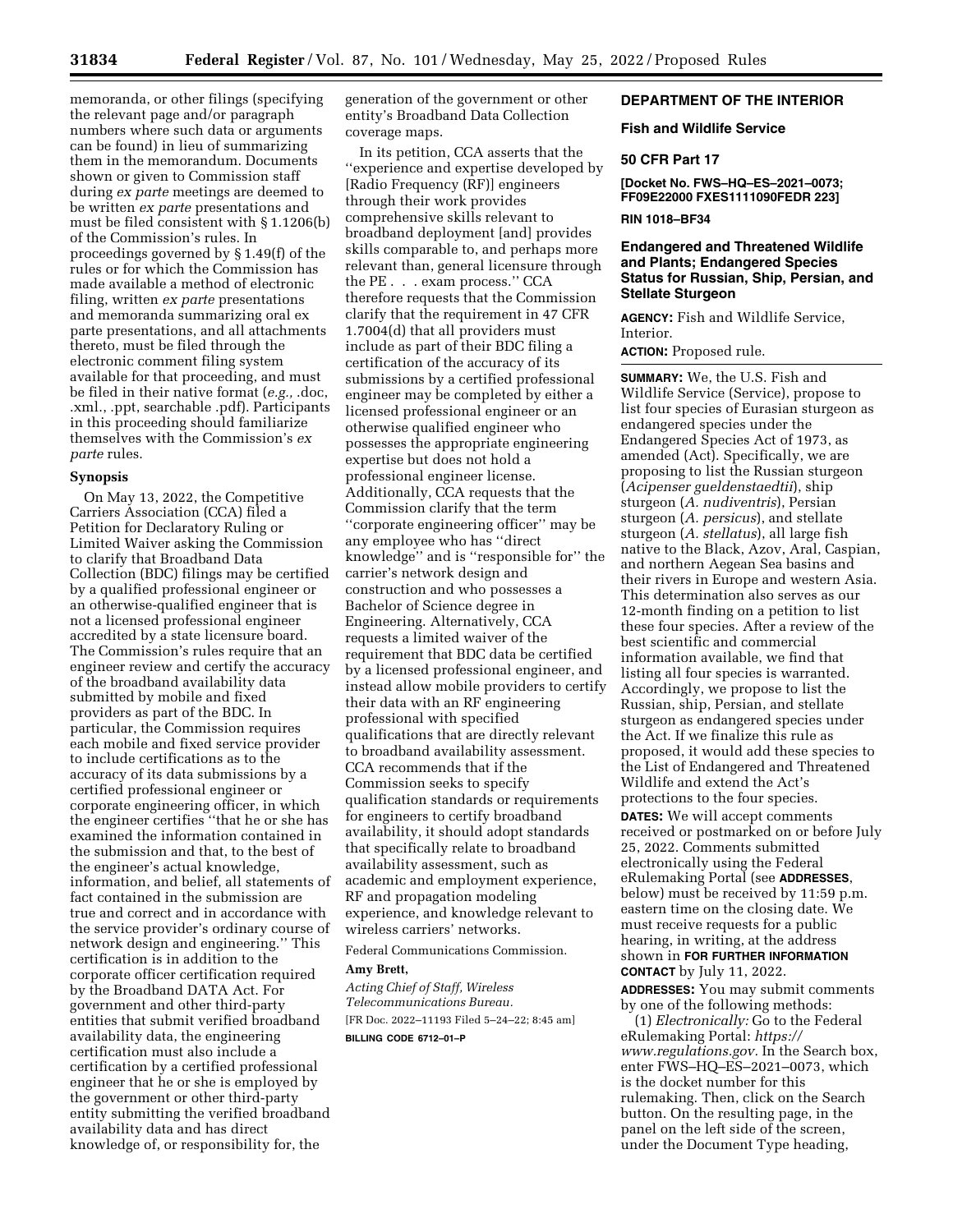memoranda, or other filings (specifying the relevant page and/or paragraph numbers where such data or arguments can be found) in lieu of summarizing them in the memorandum. Documents shown or given to Commission staff during *ex parte* meetings are deemed to be written *ex parte* presentations and must be filed consistent with § 1.1206(b) of the Commission's rules. In proceedings governed by § 1.49(f) of the rules or for which the Commission has made available a method of electronic filing, written *ex parte* presentations and memoranda summarizing oral ex parte presentations, and all attachments thereto, must be filed through the electronic comment filing system available for that proceeding, and must be filed in their native format (*e.g.,* .doc, .xml., .ppt, searchable .pdf). Participants in this proceeding should familiarize themselves with the Commission's *ex parte* rules.

## Synopsis

On May 13, 2022, the Competitive Carriers Association (CCA) filed a Petition for Declaratory Ruling or Limited Waiver asking the Commission to clarify that Broadband Data Collection (BDC) filings may be certified by a qualified professional engineer or an otherwise-qualified engineer that is not a licensed professional engineer accredited by a state licensure board. The Commission's rules require that an engineer review and certify the accuracy of the broadband availability data submitted by mobile and fixed providers as part of the BDC. In particular, the Commission requires each mobile and fixed service provider to include certifications as to the accuracy of its data submissions by a certified professional engineer or corporate engineering officer, in which the engineer certifies "that he or she has examined the information contained in the submission and that, to the best of the engineer's actual knowledge, information, and belief, all statements of fact contained in the submission are true and correct and in accordance with the service provider's ordinary course of network design and engineering." This certification is in addition to the corporate officer certification required by the Broadband DATA Act. For government and other third-party entities that submit verified broadband availability data, the engineering certification must also include a certification by a certified professional engineer that he or she is employed by the government or other third-party entity submitting the verified broadband availability data and has direct knowledge of, or responsibility for, the generation of the government or other entity's Broadband Data Collection coverage maps.

In its petition, CCA asserts that the "experience and expertise developed by [Radio Frequency (RF)] engineers through their work provides comprehensive skills relevant to broadband deployment [and] provides skills comparable to, and perhaps more relevant than, general licensure through the PE . . . exam process." CCA therefore requests that the Commission clarify that the requirement in 47 CFR 1.7004(d) that all providers must include as part of their BDC filing a certification of the accuracy of its submissions by a certified professional engineer may be completed by either a licensed professional engineer or an otherwise qualified engineer who possesses the appropriate engineering expertise but does not hold a professional engineer license. Additionally, CCA requests that the Commission clarify that the term "corporate engineering officer" may be any employee who has "direct knowledge" and is "responsible for" the carrier's network design and construction and who possesses a Bachelor of Science degree in Engineering. Alternatively, CCA requests a limited waiver of the requirement that BDC data be certified by a licensed professional engineer, and instead allow mobile providers to certify their data with an RF engineering professional with specified qualifications that are directly relevant to broadband availability assessment. CCA recommends that if the Commission seeks to specify qualification standards or requirements for engineers to certify broadband availability, it should adopt standards that specifically relate to broadband availability assessment, such as academic and employment experience, RF and propagation modeling experience, and knowledge relevant to wireless carriers' networks.

Federal Communications Commission.

**Amy Brett,**

*Acting Chief of Staff, Wireless Telecommunications Bureau.*

[FR Doc. 2022–11193 Filed 5–24–22; 8:45 am]

**BILLING CODE 6712–01–P**

## DEPARTMENT OF THE INTERIOR

## Fish and Wildlife Service

## 50 CFR Part 17

**[Docket No. FWS–HQ–ES–2021–0073; FF09E22000 FXES1111090FEDR 223]**

**RIN 1018–BF34**

## Endangered and Threatened Wildlife and Plants; Endangered Species Status for Russian, Ship, Persian, and Stellate Sturgeon

**AGENCY:** Fish and Wildlife Service, Interior.

**ACTION:** Proposed rule.

**SUMMARY:** We, the U.S. Fish and Wildlife Service (Service), propose to list four species of Eurasian sturgeon as endangered species under the Endangered Species Act of 1973, as amended (Act). Specifically, we are proposing to list the Russian sturgeon (*Acipenser gueldenstaedtii*), ship sturgeon (*A. nudiventris*), Persian sturgeon (*A. persicus*), and stellate sturgeon (*A. stellatus*), all large fish native to the Black, Azov, Aral, Caspian, and northern Aegean Sea basins and their rivers in Europe and western Asia. This determination also serves as our 12-month finding on a petition to list these four species. After a review of the best scientific and commercial information available, we find that listing all four species is warranted. Accordingly, we propose to list the Russian, ship, Persian, and stellate sturgeon as endangered species under the Act. If we finalize this rule as proposed, it would add these species to the List of Endangered and Threatened Wildlife and extend the Act's protections to the four species.

**DATES:** We will accept comments received or postmarked on or before July 25, 2022. Comments submitted electronically using the Federal eRulemaking Portal (see **ADDRESSES**, below) must be received by 11:59 p.m. eastern time on the closing date. We must receive requests for a public hearing, in writing, at the address shown in **FOR FURTHER INFORMATION CONTACT** by July 11, 2022.

**ADDRESSES:** You may submit comments by one of the following methods:

(1) *Electronically:* Go to the Federal eRulemaking Portal: *https://www.regulations.gov.* In the Search box, enter FWS–HQ–ES–2021–0073, which is the docket number for this rulemaking. Then, click on the Search button. On the resulting page, in the panel on the left side of the screen, under the Document Type heading,